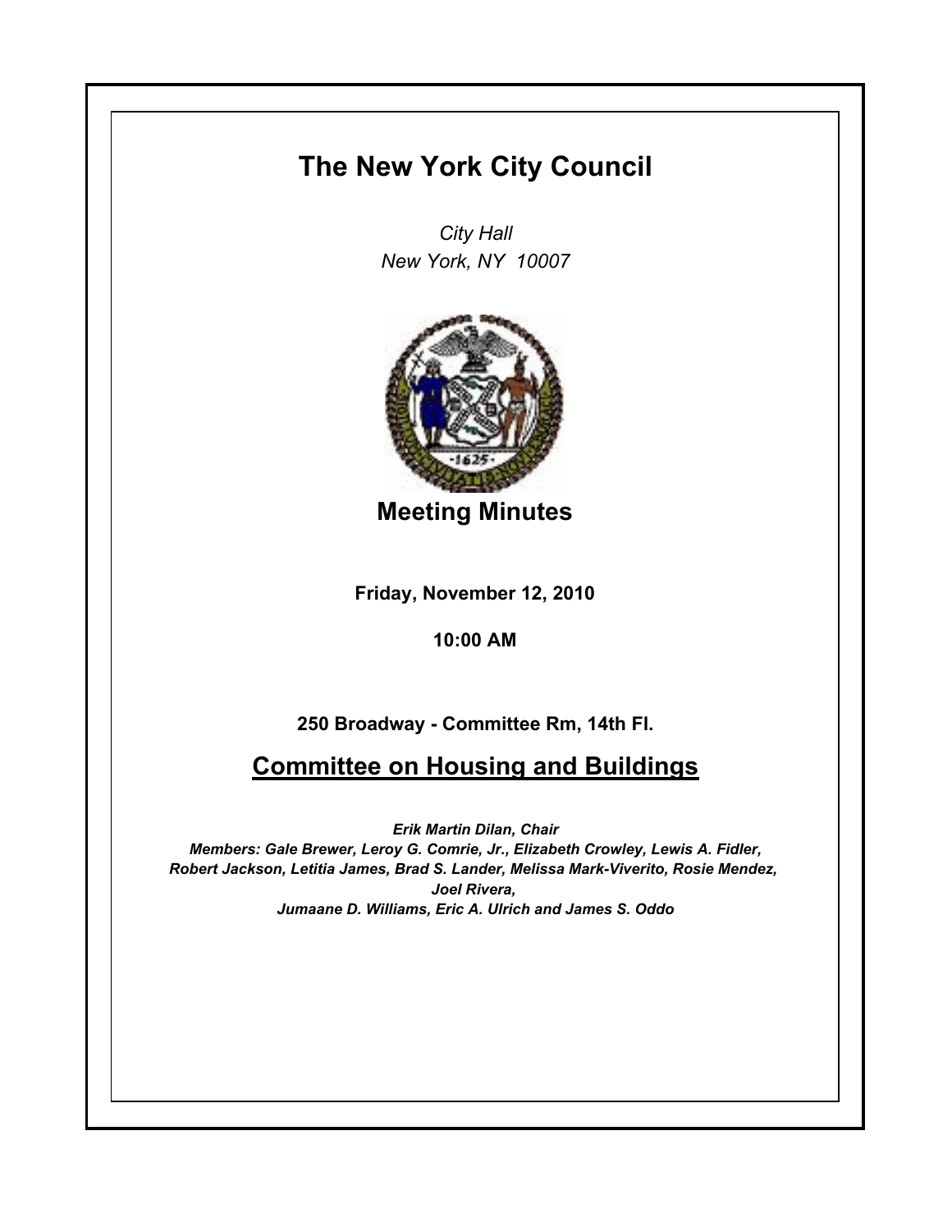# The New York City Council

*City Hall*
*New York, NY 10007*

## Meeting Minutes

**Friday, November 12, 2010**

**10:00 AM**

**250 Broadway - Committee Rm, 14th Fl.**

## Committee on Housing and Buildings

***Erik Martin Dilan, Chair***
***Members: Gale Brewer, Leroy G. Comrie, Jr., Elizabeth Crowley, Lewis A. Fidler, Robert Jackson, Letitia James, Brad S. Lander, Melissa Mark-Viverito, Rosie Mendez, Joel Rivera, Jumaane D. Williams, Eric A. Ulrich and James S. Oddo***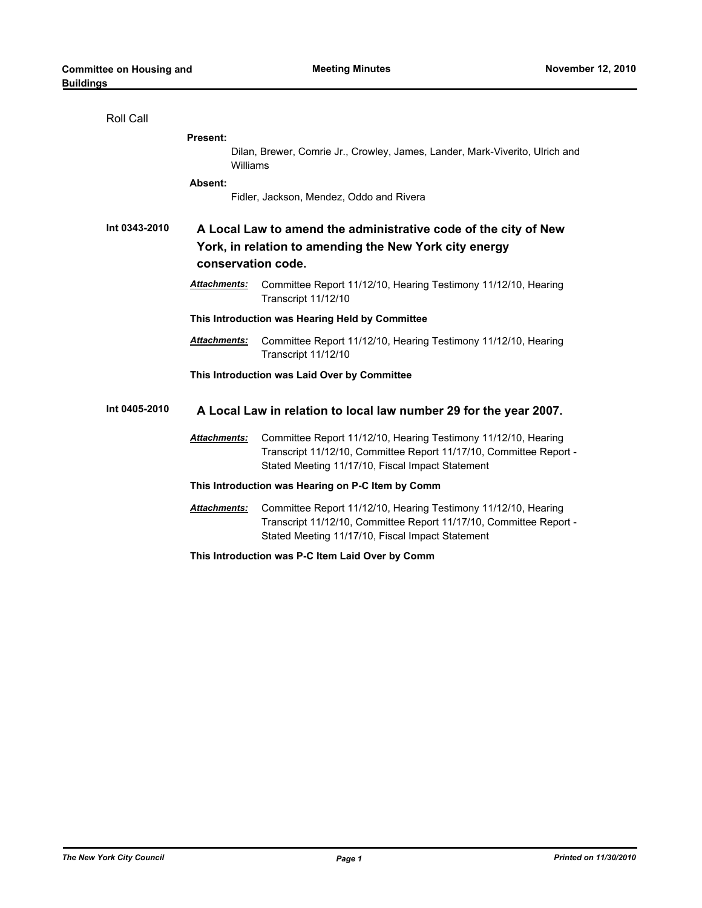Roll Call

**Present:**

Dilan, Brewer, Comrie Jr., Crowley, James, Lander, Mark-Viverito, Ulrich and Williams

**Absent:**

Fidler, Jackson, Mendez, Oddo and Rivera

**Int 0343-2010** **A Local Law to amend the administrative code of the city of New York, in relation to amending the New York city energy conservation code.**

***Attachments:*** Committee Report 11/12/10, Hearing Testimony 11/12/10, Hearing Transcript 11/12/10

**This Introduction was Hearing Held by Committee**

***Attachments:*** Committee Report 11/12/10, Hearing Testimony 11/12/10, Hearing Transcript 11/12/10

**This Introduction was Laid Over by Committee**

**Int 0405-2010** **A Local Law in relation to local law number 29 for the year 2007.**

***Attachments:*** Committee Report 11/12/10, Hearing Testimony 11/12/10, Hearing Transcript 11/12/10, Committee Report 11/17/10, Committee Report - Stated Meeting 11/17/10, Fiscal Impact Statement

**This Introduction was Hearing on P-C Item by Comm**

***Attachments:*** Committee Report 11/12/10, Hearing Testimony 11/12/10, Hearing Transcript 11/12/10, Committee Report 11/17/10, Committee Report - Stated Meeting 11/17/10, Fiscal Impact Statement

**This Introduction was P-C Item Laid Over by Comm**